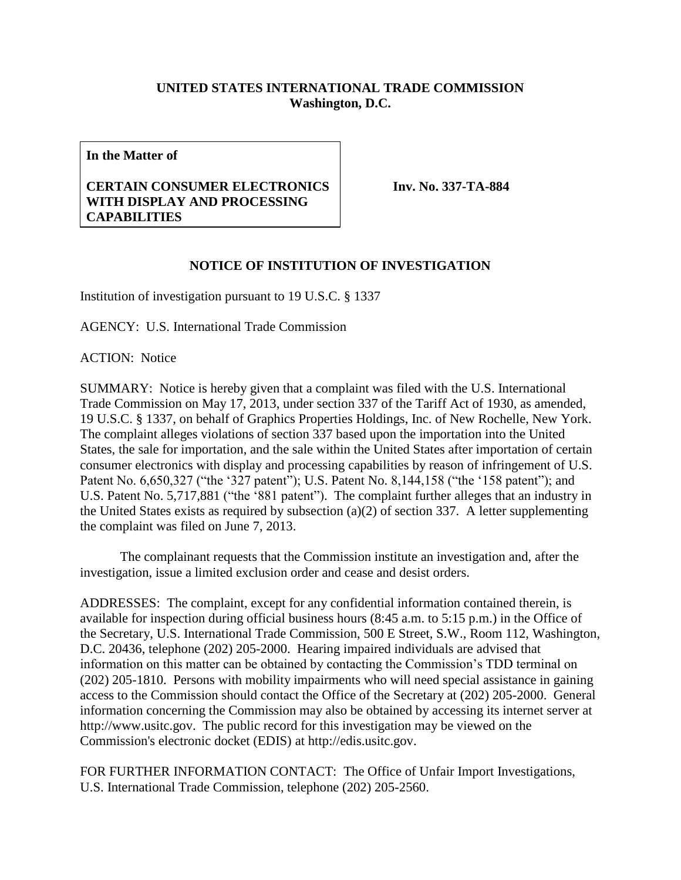**UNITED STATES INTERNATIONAL TRADE COMMISSION**
**Washington, D.C.**

**In the Matter of**

**CERTAIN CONSUMER ELECTRONICS WITH DISPLAY AND PROCESSING CAPABILITIES**

**Inv. No. 337-TA-884**

## NOTICE OF INSTITUTION OF INVESTIGATION

Institution of investigation pursuant to 19 U.S.C. § 1337

AGENCY: U.S. International Trade Commission

ACTION: Notice

SUMMARY: Notice is hereby given that a complaint was filed with the U.S. International Trade Commission on May 17, 2013, under section 337 of the Tariff Act of 1930, as amended, 19 U.S.C. § 1337, on behalf of Graphics Properties Holdings, Inc. of New Rochelle, New York. The complaint alleges violations of section 337 based upon the importation into the United States, the sale for importation, and the sale within the United States after importation of certain consumer electronics with display and processing capabilities by reason of infringement of U.S. Patent No. 6,650,327 ("the '327 patent"); U.S. Patent No. 8,144,158 ("the '158 patent"); and U.S. Patent No. 5,717,881 ("the '881 patent"). The complaint further alleges that an industry in the United States exists as required by subsection (a)(2) of section 337. A letter supplementing the complaint was filed on June 7, 2013.

The complainant requests that the Commission institute an investigation and, after the investigation, issue a limited exclusion order and cease and desist orders.

ADDRESSES: The complaint, except for any confidential information contained therein, is available for inspection during official business hours (8:45 a.m. to 5:15 p.m.) in the Office of the Secretary, U.S. International Trade Commission, 500 E Street, S.W., Room 112, Washington, D.C. 20436, telephone (202) 205-2000. Hearing impaired individuals are advised that information on this matter can be obtained by contacting the Commission's TDD terminal on (202) 205-1810. Persons with mobility impairments who will need special assistance in gaining access to the Commission should contact the Office of the Secretary at (202) 205-2000. General information concerning the Commission may also be obtained by accessing its internet server at http://www.usitc.gov. The public record for this investigation may be viewed on the Commission's electronic docket (EDIS) at http://edis.usitc.gov.

FOR FURTHER INFORMATION CONTACT: The Office of Unfair Import Investigations, U.S. International Trade Commission, telephone (202) 205-2560.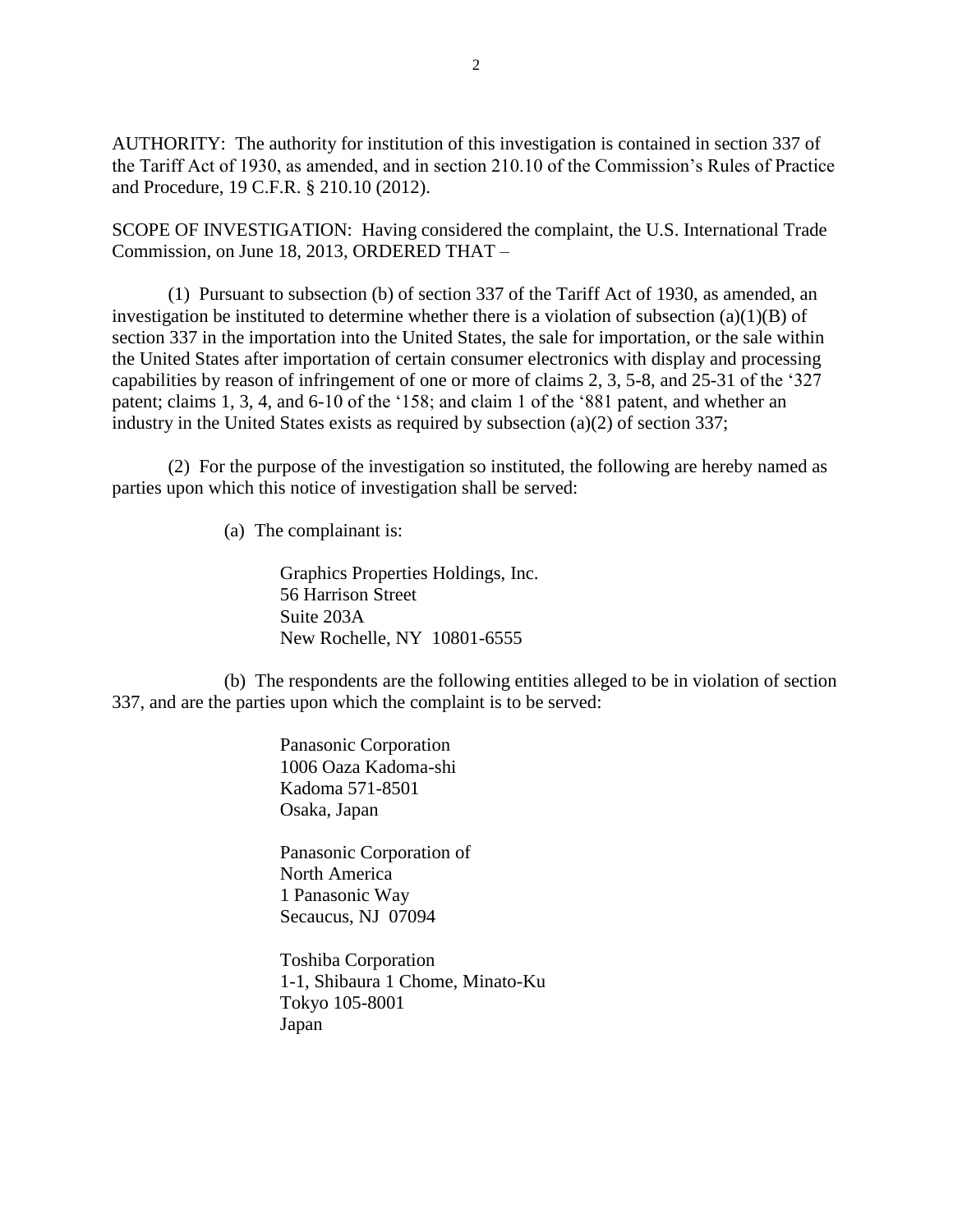AUTHORITY: The authority for institution of this investigation is contained in section 337 of the Tariff Act of 1930, as amended, and in section 210.10 of the Commission's Rules of Practice and Procedure, 19 C.F.R. § 210.10 (2012).

SCOPE OF INVESTIGATION: Having considered the complaint, the U.S. International Trade Commission, on June 18, 2013, ORDERED THAT –

(1) Pursuant to subsection (b) of section 337 of the Tariff Act of 1930, as amended, an investigation be instituted to determine whether there is a violation of subsection (a)(1)(B) of section 337 in the importation into the United States, the sale for importation, or the sale within the United States after importation of certain consumer electronics with display and processing capabilities by reason of infringement of one or more of claims 2, 3, 5-8, and 25-31 of the '327 patent; claims 1, 3, 4, and 6-10 of the '158; and claim 1 of the '881 patent, and whether an industry in the United States exists as required by subsection (a)(2) of section 337;

(2) For the purpose of the investigation so instituted, the following are hereby named as parties upon which this notice of investigation shall be served:

(a) The complainant is:

Graphics Properties Holdings, Inc.
56 Harrison Street
Suite 203A
New Rochelle, NY 10801-6555

(b) The respondents are the following entities alleged to be in violation of section 337, and are the parties upon which the complaint is to be served:

Panasonic Corporation
1006 Oaza Kadoma-shi
Kadoma 571-8501
Osaka, Japan

Panasonic Corporation of
North America
1 Panasonic Way
Secaucus, NJ 07094

Toshiba Corporation
1-1, Shibaura 1 Chome, Minato-Ku
Tokyo 105-8001
Japan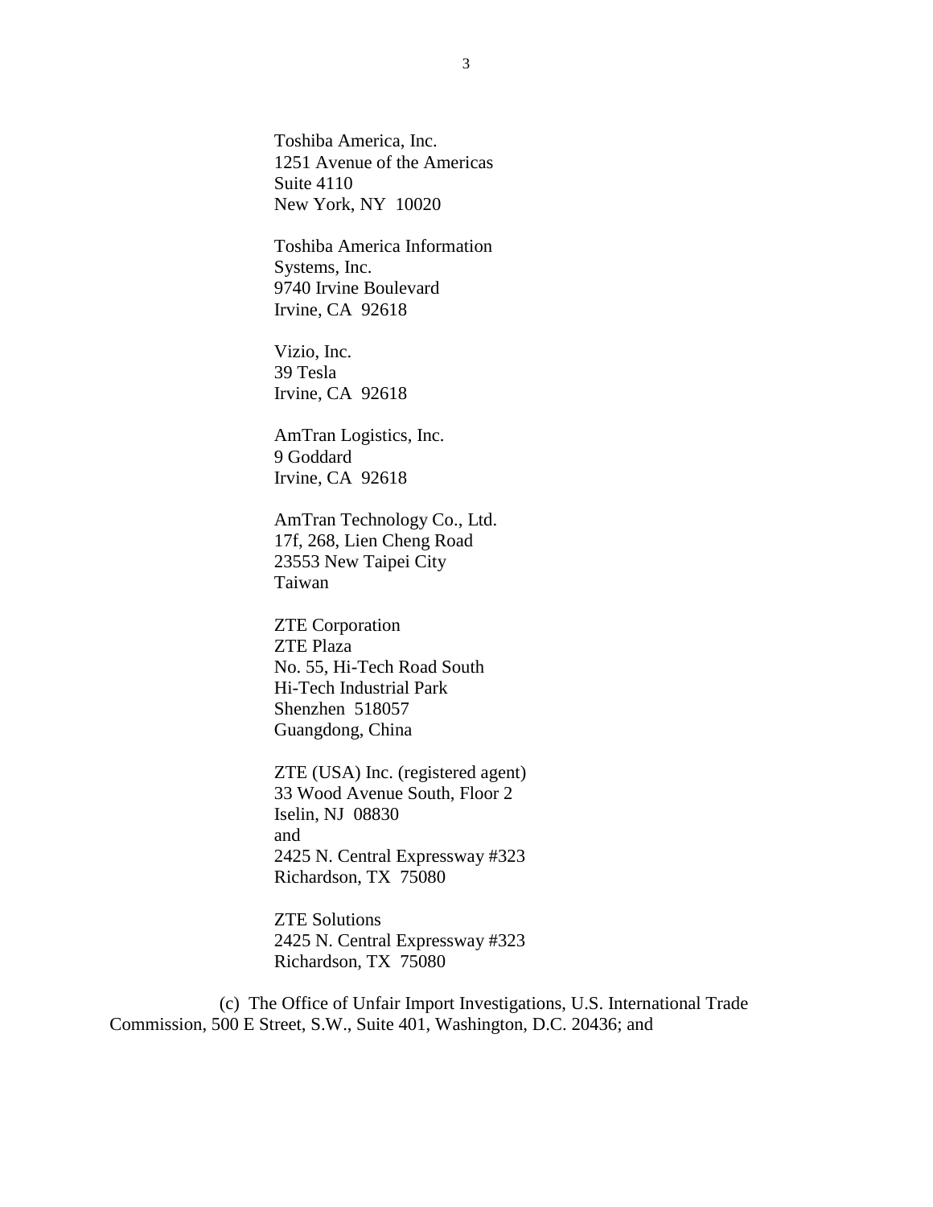Toshiba America, Inc.
1251 Avenue of the Americas
Suite 4110
New York, NY 10020

Toshiba America Information Systems, Inc.
9740 Irvine Boulevard
Irvine, CA 92618

Vizio, Inc.
39 Tesla
Irvine, CA 92618

AmTran Logistics, Inc.
9 Goddard
Irvine, CA 92618

AmTran Technology Co., Ltd.
17f, 268, Lien Cheng Road
23553 New Taipei City
Taiwan

ZTE Corporation
ZTE Plaza
No. 55, Hi-Tech Road South
Hi-Tech Industrial Park
Shenzhen 518057
Guangdong, China

ZTE (USA) Inc. (registered agent)
33 Wood Avenue South, Floor 2
Iselin, NJ 08830
and
2425 N. Central Expressway #323
Richardson, TX 75080

ZTE Solutions
2425 N. Central Expressway #323
Richardson, TX 75080

(c) The Office of Unfair Import Investigations, U.S. International Trade Commission, 500 E Street, S.W., Suite 401, Washington, D.C. 20436; and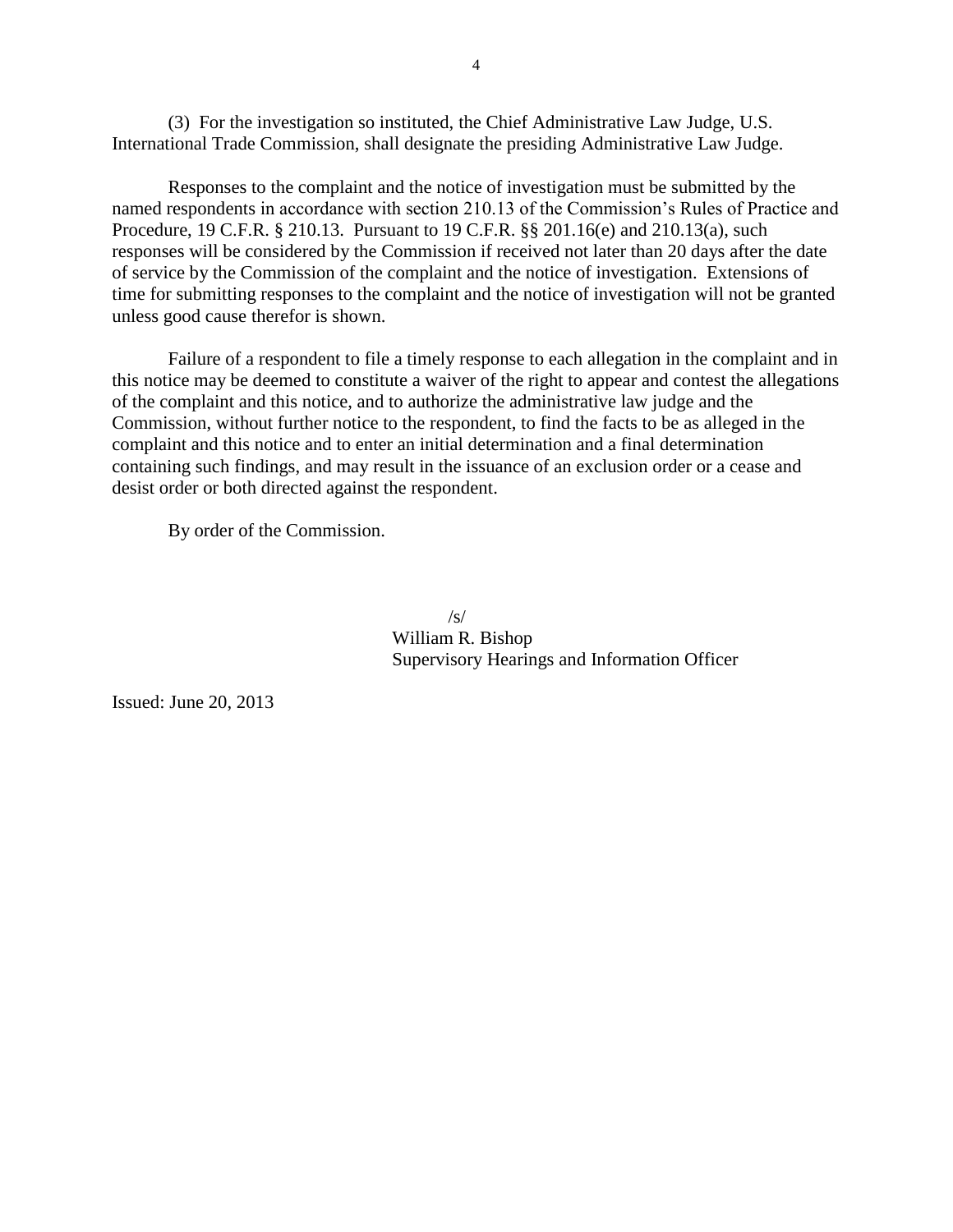(3) For the investigation so instituted, the Chief Administrative Law Judge, U.S. International Trade Commission, shall designate the presiding Administrative Law Judge.

Responses to the complaint and the notice of investigation must be submitted by the named respondents in accordance with section 210.13 of the Commission's Rules of Practice and Procedure, 19 C.F.R. § 210.13. Pursuant to 19 C.F.R. §§ 201.16(e) and 210.13(a), such responses will be considered by the Commission if received not later than 20 days after the date of service by the Commission of the complaint and the notice of investigation. Extensions of time for submitting responses to the complaint and the notice of investigation will not be granted unless good cause therefor is shown.

Failure of a respondent to file a timely response to each allegation in the complaint and in this notice may be deemed to constitute a waiver of the right to appear and contest the allegations of the complaint and this notice, and to authorize the administrative law judge and the Commission, without further notice to the respondent, to find the facts to be as alleged in the complaint and this notice and to enter an initial determination and a final determination containing such findings, and may result in the issuance of an exclusion order or a cease and desist order or both directed against the respondent.

By order of the Commission.

/s/
William R. Bishop
Supervisory Hearings and Information Officer

Issued: June 20, 2013